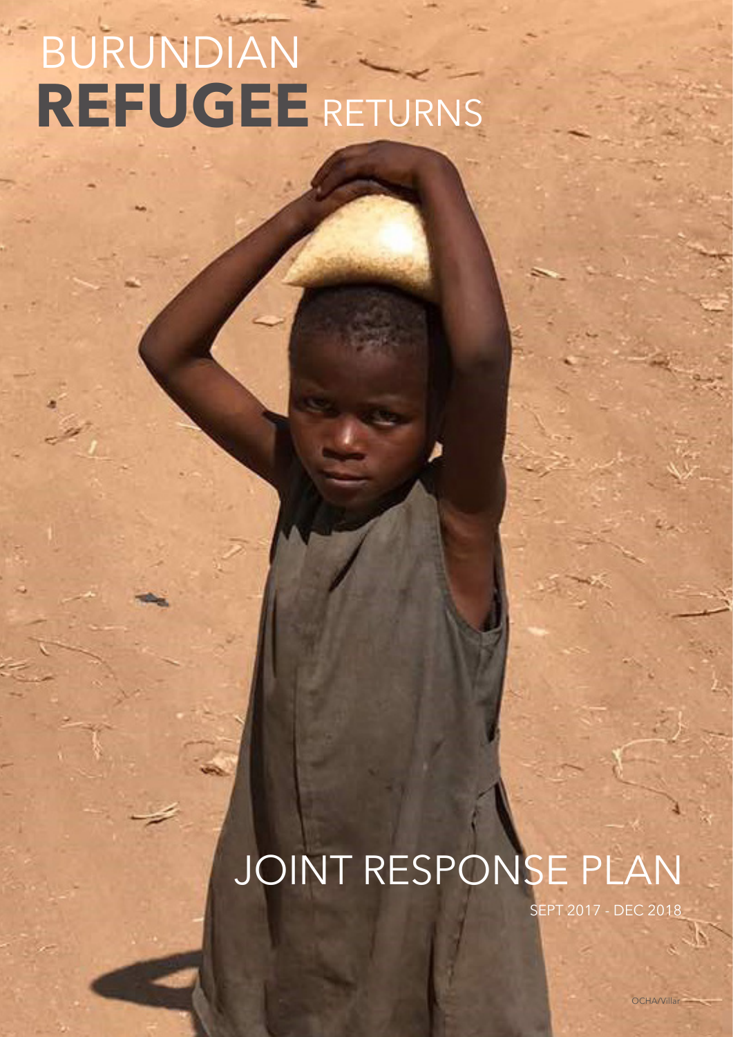# BURUNDIAN **REFUGEE** RETURNS

## JOINT RESPONSE PLAN

SEPT 2017 - DEC 2018

OCHA/Villar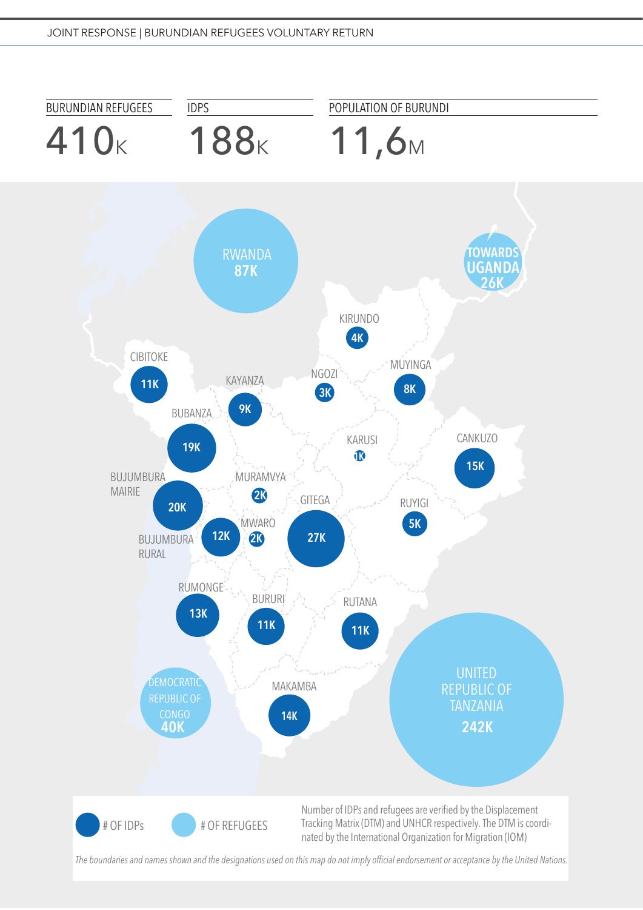| BURUNDIAN REFUGEES | IDPS | POPULATION OF BURUNDI |
|---|---|---|
| 410K | 188K | 11,6M |

| Location | # of IDPs |
|---|---|
| Kirundo | 4K |
| Muyinga | 8K |
| Ngozi | 3K |
| Cibitoke | 11K |
| Kayanza | 9K |
| Bubanza | 19K |
| Karusi | 1K |
| Cankuzo | 15K |
| Bujumbura Mairie | 20K |
| Muramvya | 2K |
| Gitega | 27K |
| Ruyigi | 5K |
| Bujumbura Rural | 12K |
| Mwaro | 2K |
| Rumonge | 13K |
| Bururi | 11K |
| Rutana | 11K |
| Makamba | 14K |

| Location | # of Refugees |
|---|---|
| Rwanda | 87K |
| Towards Uganda | 26K |
| Democratic Republic of Congo | 40K |
| United Republic of Tanzania | 242K |

Number of IDPs and refugees are verified by the Displacement Tracking Matrix (DTM) and UNHCR respectively. The DTM is coordinated by the International Organization for Migration (IOM)

*The boundaries and names shown and the designations used on this map do not imply official endorsement or acceptance by the United Nations.*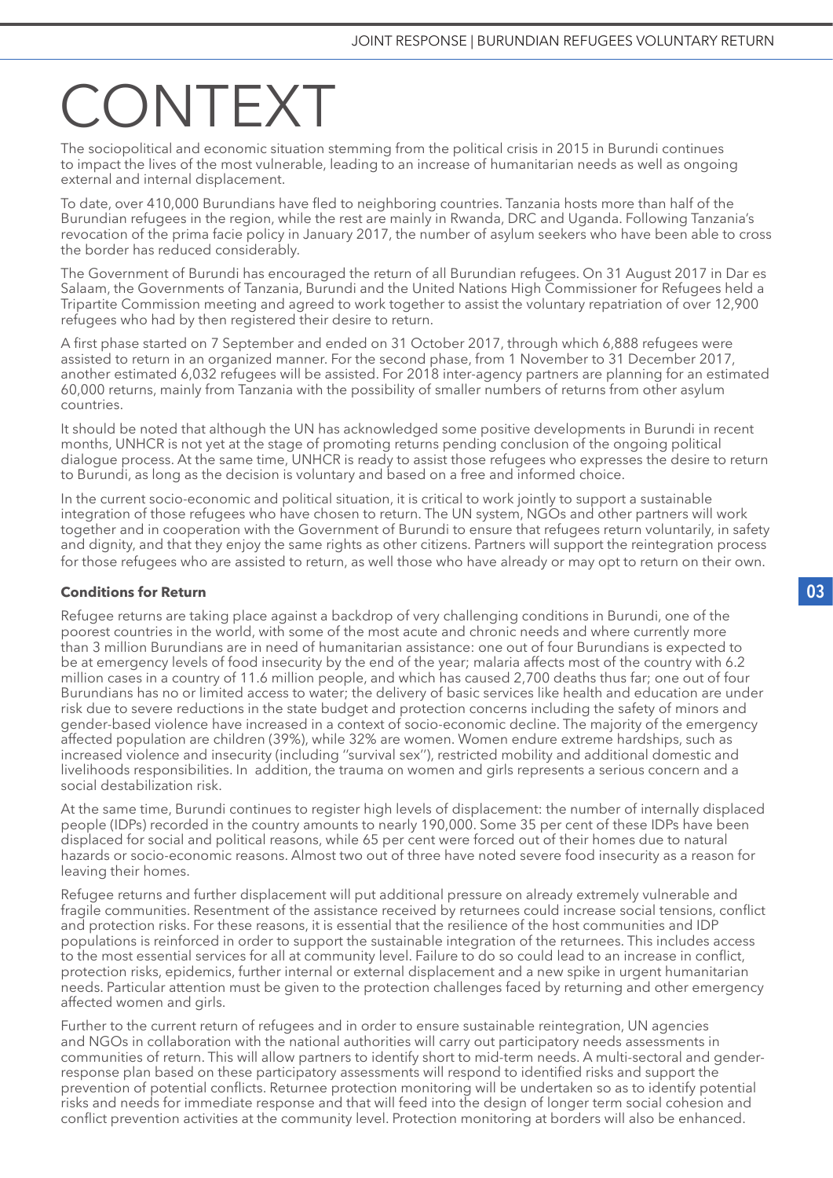# CONTEXT

The sociopolitical and economic situation stemming from the political crisis in 2015 in Burundi continues to impact the lives of the most vulnerable, leading to an increase of humanitarian needs as well as ongoing external and internal displacement.

To date, over 410,000 Burundians have fled to neighboring countries. Tanzania hosts more than half of the Burundian refugees in the region, while the rest are mainly in Rwanda, DRC and Uganda. Following Tanzania's revocation of the prima facie policy in January 2017, the number of asylum seekers who have been able to cross the border has reduced considerably.

The Government of Burundi has encouraged the return of all Burundian refugees. On 31 August 2017 in Dar es Salaam, the Governments of Tanzania, Burundi and the United Nations High Commissioner for Refugees held a Tripartite Commission meeting and agreed to work together to assist the voluntary repatriation of over 12,900 refugees who had by then registered their desire to return.

A first phase started on 7 September and ended on 31 October 2017, through which 6,888 refugees were assisted to return in an organized manner. For the second phase, from 1 November to 31 December 2017, another estimated 6,032 refugees will be assisted. For 2018 inter-agency partners are planning for an estimated 60,000 returns, mainly from Tanzania with the possibility of smaller numbers of returns from other asylum countries.

It should be noted that although the UN has acknowledged some positive developments in Burundi in recent months, UNHCR is not yet at the stage of promoting returns pending conclusion of the ongoing political dialogue process. At the same time, UNHCR is ready to assist those refugees who expresses the desire to return to Burundi, as long as the decision is voluntary and based on a free and informed choice.

In the current socio-economic and political situation, it is critical to work jointly to support a sustainable integration of those refugees who have chosen to return. The UN system, NGOs and other partners will work together and in cooperation with the Government of Burundi to ensure that refugees return voluntarily, in safety and dignity, and that they enjoy the same rights as other citizens. Partners will support the reintegration process for those refugees who are assisted to return, as well those who have already or may opt to return on their own.

**Conditions for Return**

Refugee returns are taking place against a backdrop of very challenging conditions in Burundi, one of the poorest countries in the world, with some of the most acute and chronic needs and where currently more than 3 million Burundians are in need of humanitarian assistance: one out of four Burundians is expected to be at emergency levels of food insecurity by the end of the year; malaria affects most of the country with 6.2 million cases in a country of 11.6 million people, and which has caused 2,700 deaths thus far; one out of four Burundians has no or limited access to water; the delivery of basic services like health and education are under risk due to severe reductions in the state budget and protection concerns including the safety of minors and gender-based violence have increased in a context of socio-economic decline. The majority of the emergency affected population are children (39%), while 32% are women. Women endure extreme hardships, such as increased violence and insecurity (including ''survival sex''), restricted mobility and additional domestic and livelihoods responsibilities. In addition, the trauma on women and girls represents a serious concern and a social destabilization risk.

At the same time, Burundi continues to register high levels of displacement: the number of internally displaced people (IDPs) recorded in the country amounts to nearly 190,000. Some 35 per cent of these IDPs have been displaced for social and political reasons, while 65 per cent were forced out of their homes due to natural hazards or socio-economic reasons. Almost two out of three have noted severe food insecurity as a reason for leaving their homes.

Refugee returns and further displacement will put additional pressure on already extremely vulnerable and fragile communities. Resentment of the assistance received by returnees could increase social tensions, conflict and protection risks. For these reasons, it is essential that the resilience of the host communities and IDP populations is reinforced in order to support the sustainable integration of the returnees. This includes access to the most essential services for all at community level. Failure to do so could lead to an increase in conflict, protection risks, epidemics, further internal or external displacement and a new spike in urgent humanitarian needs. Particular attention must be given to the protection challenges faced by returning and other emergency affected women and girls.

Further to the current return of refugees and in order to ensure sustainable reintegration, UN agencies and NGOs in collaboration with the national authorities will carry out participatory needs assessments in communities of return. This will allow partners to identify short to mid-term needs. A multi-sectoral and gender-response plan based on these participatory assessments will respond to identified risks and support the prevention of potential conflicts. Returnee protection monitoring will be undertaken so as to identify potential risks and needs for immediate response and that will feed into the design of longer term social cohesion and conflict prevention activities at the community level. Protection monitoring at borders will also be enhanced.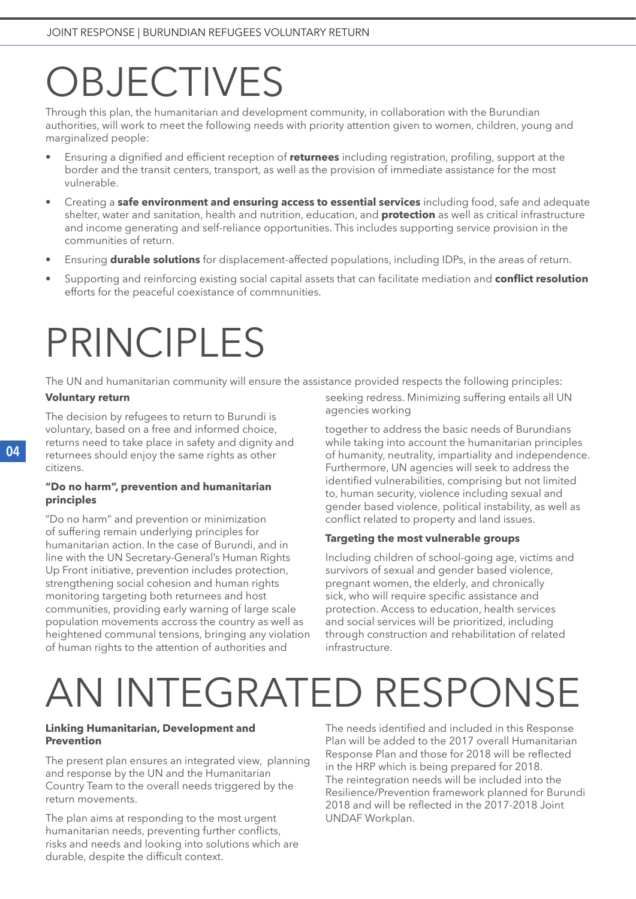# OBJECTIVES

Through this plan, the humanitarian and development community, in collaboration with the Burundian authorities, will work to meet the following needs with priority attention given to women, children, young and marginalized people:

- Ensuring a dignified and efficient reception of **returnees** including registration, profiling, support at the border and the transit centers, transport, as well as the provision of immediate assistance for the most vulnerable.
- Creating a **safe environment and ensuring access to essential services** including food, safe and adequate shelter, water and sanitation, health and nutrition, education, and **protection** as well as critical infrastructure and income generating and self-reliance opportunities. This includes supporting service provision in the communities of return.
- Ensuring **durable solutions** for displacement-affected populations, including IDPs, in the areas of return.
- Supporting and reinforcing existing social capital assets that can facilitate mediation and **conflict resolution** efforts for the peaceful coexistance of commnunities.

# PRINCIPLES

The UN and humanitarian community will ensure the assistance provided respects the following principles:

**Voluntary return**

The decision by refugees to return to Burundi is voluntary, based on a free and informed choice, returns need to take place in safety and dignity and returnees should enjoy the same rights as other citizens.

**"Do no harm", prevention and humanitarian principles**

"Do no harm" and prevention or minimization of suffering remain underlying principles for humanitarian action. In the case of Burundi, and in line with the UN Secretary-General's Human Rights Up Front initiative, prevention includes protection, strengthening social cohesion and human rights monitoring targeting both returnees and host communities, providing early warning of large scale population movements accross the country as well as heightened communal tensions, bringing any violation of human rights to the attention of authorities and seeking redress. Minimizing suffering entails all UN agencies working

together to address the basic needs of Burundians while taking into account the humanitarian principles of humanity, neutrality, impartiality and independence. Furthermore, UN agencies will seek to address the identified vulnerabilities, comprising but not limited to, human security, violence including sexual and gender based violence, political instability, as well as conflict related to property and land issues.

**Targeting the most vulnerable groups**

Including children of school-going age, victims and survivors of sexual and gender based violence, pregnant women, the elderly, and chronically sick, who will require specific assistance and protection. Access to education, health services and social services will be prioritized, including through construction and rehabilitation of related infrastructure.

# AN INTEGRATED RESPONSE

**Linking Humanitarian, Development and Prevention**

The present plan ensures an integrated view, planning and response by the UN and the Humanitarian Country Team to the overall needs triggered by the return movements.

The plan aims at responding to the most urgent humanitarian needs, preventing further conflicts, risks and needs and looking into solutions which are durable, despite the difficult context.

The needs identified and included in this Response Plan will be added to the 2017 overall Humanitarian Response Plan and those for 2018 will be reflected in the HRP which is being prepared for 2018. The reintegration needs will be included into the Resilience/Prevention framework planned for Burundi 2018 and will be reflected in the 2017-2018 Joint UNDAF Workplan.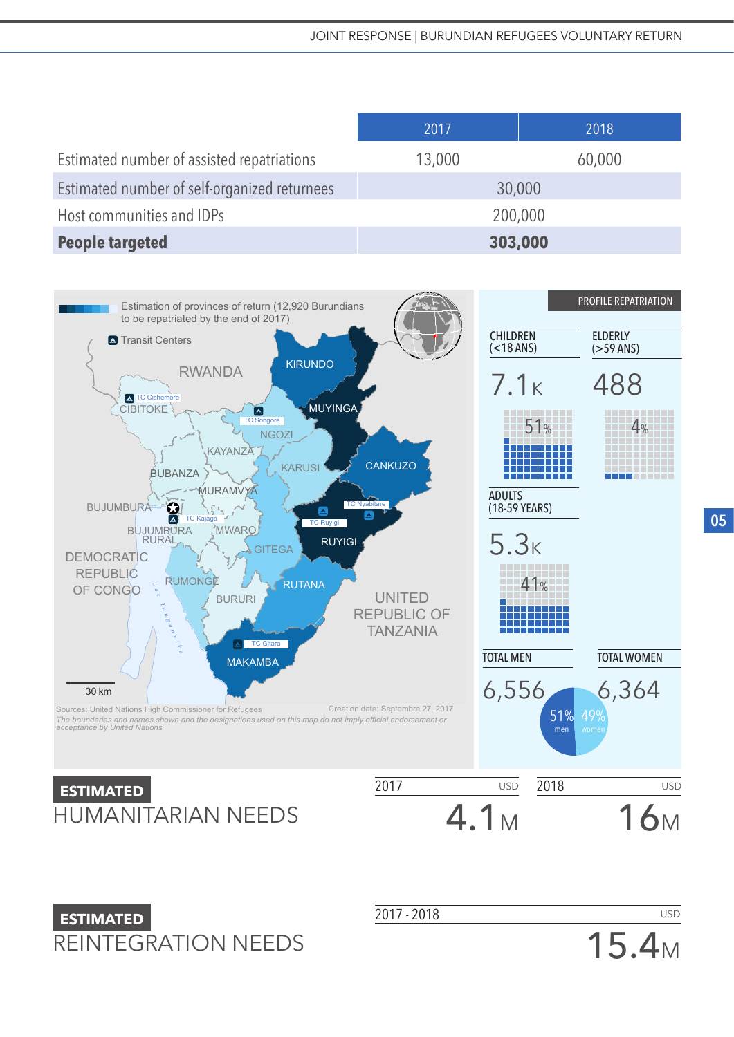| | 2017 | 2018 |
|---|---|---|
| Estimated number of assisted repatriations | 13,000 | 60,000 |
| Estimated number of self-organized returnees | 30,000 | |
| Host communities and IDPs | 200,000 | |
| **People targeted** | **303,000** | |

Estimation of provinces of return (12,920 Burundians to be repatriated by the end of 2017)

Transit Centers

RWANDA

KIRUNDO

TC Cishemere

CIBITOKE

TC Songore

NGOZI

MUYINGA

KAYANZA

KARUSI

CANKUZO

BUBANZA

MURAMVYA

TC Nyabitare

BUJUMBURA

TC Kajaga

TC Ruyigi

BUJUMBURA RURAL

MWARO

RUYIGI

DEMOCRATIC REPUBLIC OF CONGO

GITEGA

RUMONGE

RUTANA

Lac Tanganyika

BURURI

UNITED REPUBLIC OF TANZANIA

TC Gitara

MAKAMBA

30 km

Sources: United Nations High Commissioner for Refugees

Creation date: Septembre 27, 2017

*The boundaries and names shown and the designations used on this map do not imply official endorsement or acceptance by United Nations*

**PROFILE REPATRIATION**

| CHILDREN (<18 ANS) | ELDERLY (>59 ANS) |
|---|---|
| 7.1K | 488 |
| 51% | 4% |

ADULTS (18-59 YEARS)

5.3K

41%

| TOTAL MEN | TOTAL WOMEN |
|---|---|
| 6,556 | 6,364 |
| 51% men | 49% women |

## ESTIMATED HUMANITARIAN NEEDS

| 2017 (USD) | 2018 (USD) |
|---|---|
| 4.1M | 16M |

## ESTIMATED REINTEGRATION NEEDS

| 2017 - 2018 (USD) |
|---|
| 15.4M |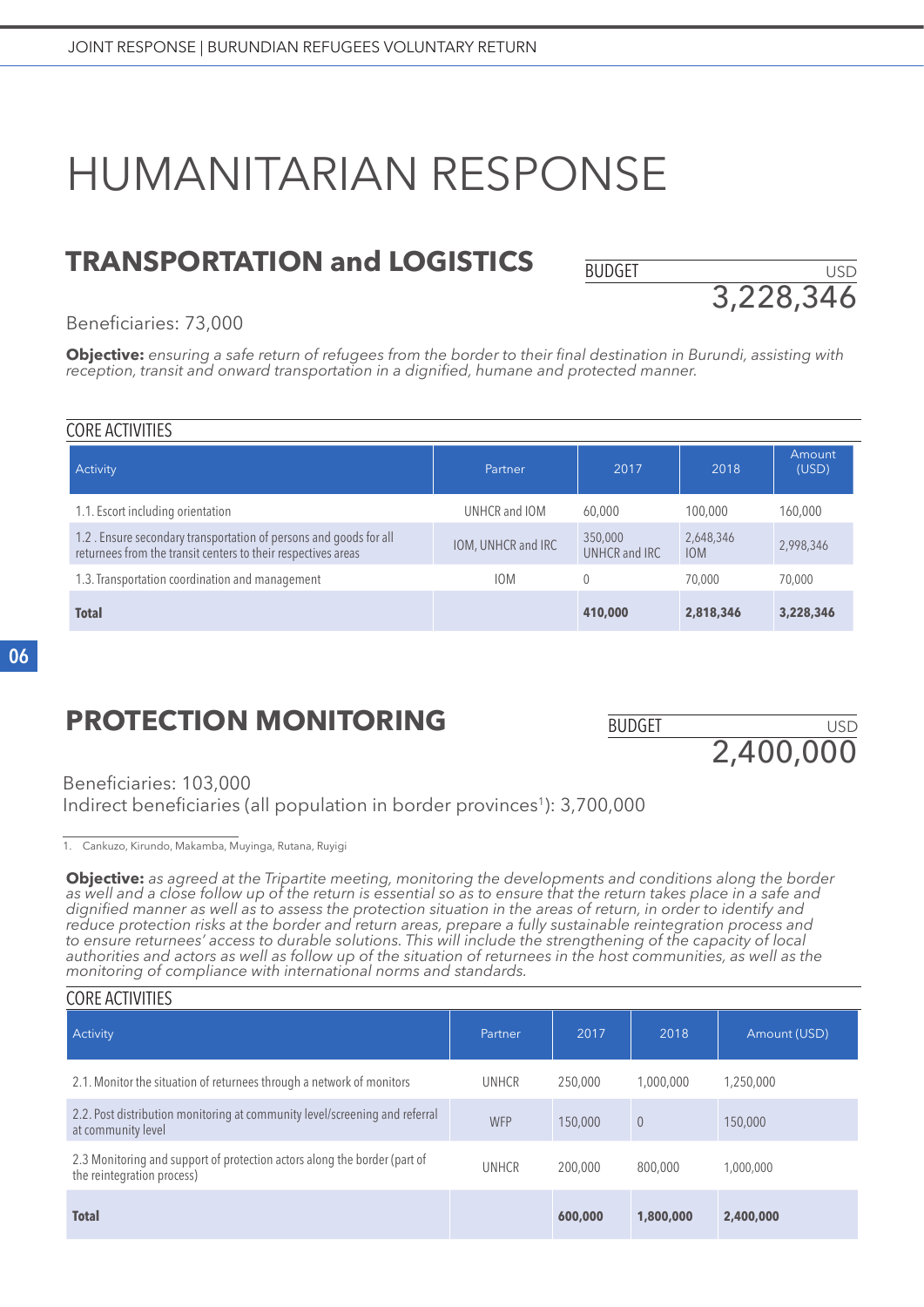# HUMANITARIAN RESPONSE

## TRANSPORTATION and LOGISTICS

BUDGET USD
3,228,346

Beneficiaries: 73,000

**Objective:** *ensuring a safe return of refugees from the border to their final destination in Burundi, assisting with reception, transit and onward transportation in a dignified, humane and protected manner.*

CORE ACTIVITIES

| Activity | Partner | 2017 | 2018 | Amount (USD) |
|---|---|---|---|---|
| 1.1. Escort including orientation | UNHCR and IOM | 60,000 | 100,000 | 160,000 |
| 1.2 . Ensure secondary transportation of persons and goods for all returnees from the transit centers to their respective areas | IOM, UNHCR and IRC | 350,000 UNHCR and IRC | 2,648,346 IOM | 2,998,346 |
| 1.3. Transportation coordination and management | IOM | 0 | 70,000 | 70,000 |
| **Total** | | **410,000** | **2,818,346** | **3,228,346** |

## PROTECTION MONITORING

BUDGET USD
2,400,000

Beneficiaries: 103,000
Indirect beneficiaries (all population in border provinces[1]): 3,700,000

1. Cankuzo, Kirundo, Makamba, Muyinga, Rutana, Ruyigi

**Objective:** *as agreed at the Tripartite meeting, monitoring the developments and conditions along the border as well and a close follow up of the return is essential so as to ensure that the return takes place in a safe and dignified manner as well as to assess the protection situation in the areas of return, in order to identify and reduce protection risks at the border and return areas, prepare a fully sustainable reintegration process and to ensure returnees' access to durable solutions. This will include the strengthening of the capacity of local authorities and actors as well as follow up of the situation of returnees in the host communities, as well as the monitoring of compliance with international norms and standards.*

CORE ACTIVITIES

| Activity | Partner | 2017 | 2018 | Amount (USD) |
|---|---|---|---|---|
| 2.1. Monitor the situation of returnees through a network of monitors | UNHCR | 250,000 | 1,000,000 | 1,250,000 |
| 2.2. Post distribution monitoring at community level/screening and referral at community level | WFP | 150,000 | 0 | 150,000 |
| 2.3 Monitoring and support of protection actors along the border (part of the reintegration process) | UNHCR | 200,000 | 800,000 | 1,000,000 |
| **Total** | | **600,000** | **1,800,000** | **2,400,000** |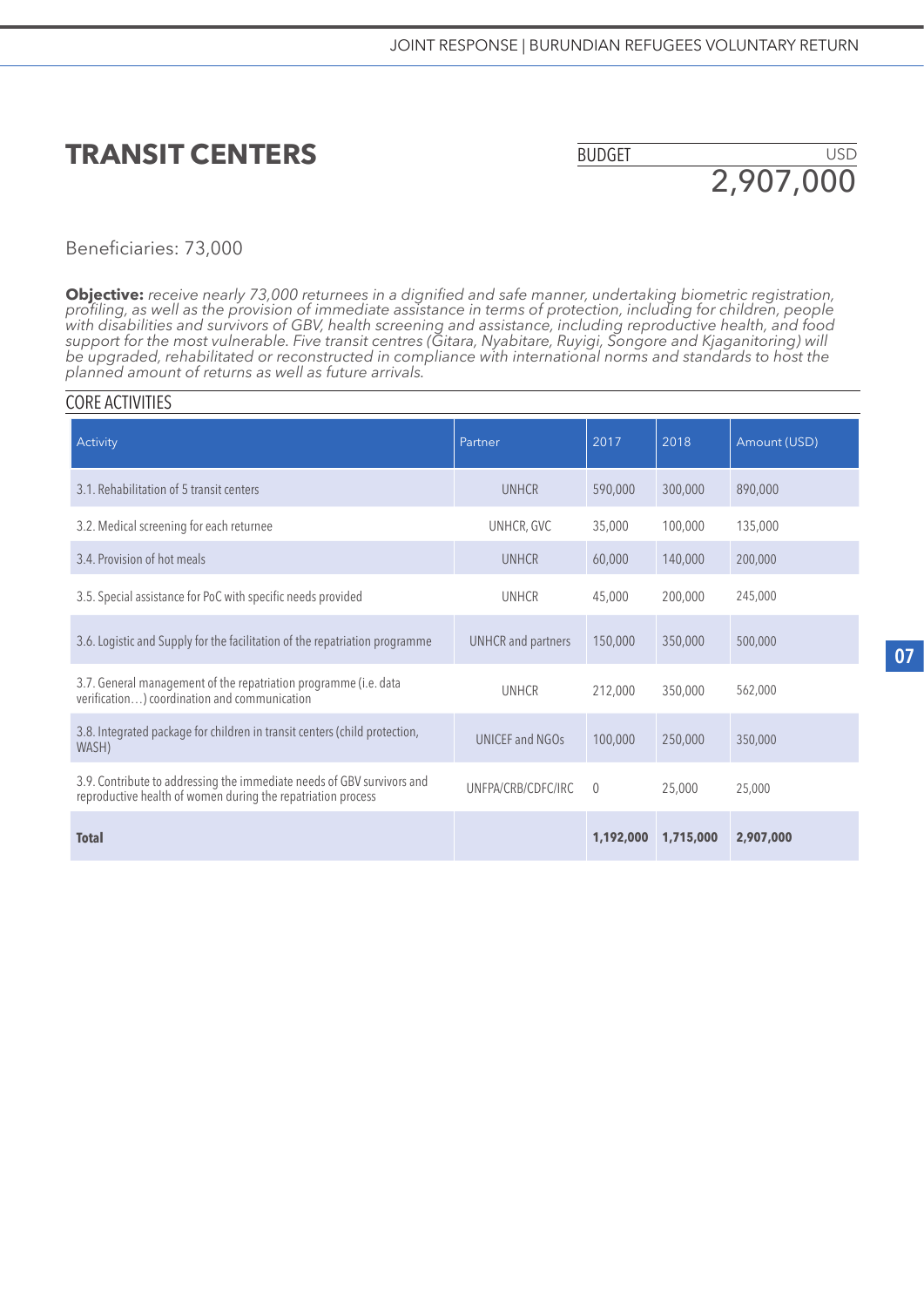# TRANSIT CENTERS

BUDGET USD
2,907,000

Beneficiaries: 73,000

**Objective:** *receive nearly 73,000 returnees in a dignified and safe manner, undertaking biometric registration, profiling, as well as the provision of immediate assistance in terms of protection, including for children, people with disabilities and survivors of GBV, health screening and assistance, including reproductive health, and food support for the most vulnerable. Five transit centres (Gitara, Nyabitare, Ruyigi, Songore and Kjaganitoring) will be upgraded, rehabilitated or reconstructed in compliance with international norms and standards to host the planned amount of returns as well as future arrivals.*

## CORE ACTIVITIES

| Activity | Partner | 2017 | 2018 | Amount (USD) |
|---|---|---|---|---|
| 3.1. Rehabilitation of 5 transit centers | UNHCR | 590,000 | 300,000 | 890,000 |
| 3.2. Medical screening for each returnee | UNHCR, GVC | 35,000 | 100,000 | 135,000 |
| 3.4. Provision of hot meals | UNHCR | 60,000 | 140,000 | 200,000 |
| 3.5. Special assistance for PoC with specific needs provided | UNHCR | 45,000 | 200,000 | 245,000 |
| 3.6. Logistic and Supply for the facilitation of the repatriation programme | UNHCR and partners | 150,000 | 350,000 | 500,000 |
| 3.7. General management of the repatriation programme (i.e. data verification…) coordination and communication | UNHCR | 212,000 | 350,000 | 562,000 |
| 3.8. Integrated package for children in transit centers (child protection, WASH) | UNICEF and NGOs | 100,000 | 250,000 | 350,000 |
| 3.9. Contribute to addressing the immediate needs of GBV survivors and reproductive health of women during the repatriation process | UNFPA/CRB/CDFC/IRC | 0 | 25,000 | 25,000 |
| **Total** | | **1,192,000** | **1,715,000** | **2,907,000** |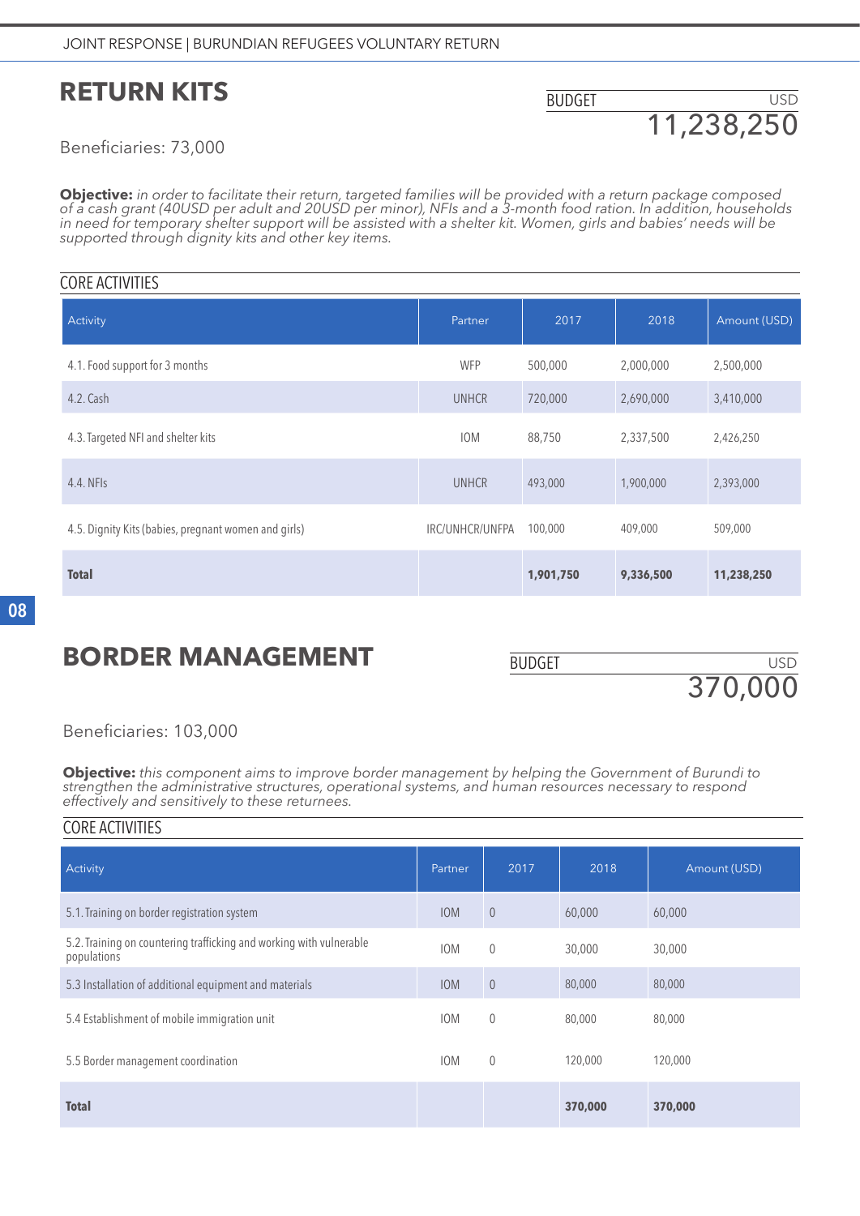## RETURN KITS

BUDGET USD
11,238,250

Beneficiaries: 73,000

**Objective:** *in order to facilitate their return, targeted families will be provided with a return package composed of a cash grant (40USD per adult and 20USD per minor), NFIs and a 3-month food ration. In addition, households in need for temporary shelter support will be assisted with a shelter kit. Women, girls and babies' needs will be supported through dignity kits and other key items.*

CORE ACTIVITIES

| Activity | Partner | 2017 | 2018 | Amount (USD) |
|---|---|---|---|---|
| 4.1. Food support for 3 months | WFP | 500,000 | 2,000,000 | 2,500,000 |
| 4.2. Cash | UNHCR | 720,000 | 2,690,000 | 3,410,000 |
| 4.3. Targeted NFI and shelter kits | IOM | 88,750 | 2,337,500 | 2,426,250 |
| 4.4. NFIs | UNHCR | 493,000 | 1,900,000 | 2,393,000 |
| 4.5. Dignity Kits (babies, pregnant women and girls) | IRC/UNHCR/UNFPA | 100,000 | 409,000 | 509,000 |
| **Total** | | **1,901,750** | **9,336,500** | **11,238,250** |

## BORDER MANAGEMENT

BUDGET USD
370,000

Beneficiaries: 103,000

**Objective:** *this component aims to improve border management by helping the Government of Burundi to strengthen the administrative structures, operational systems, and human resources necessary to respond effectively and sensitively to these returnees.*

CORE ACTIVITIES

| Activity | Partner | 2017 | 2018 | Amount (USD) |
|---|---|---|---|---|
| 5.1. Training on border registration system | IOM | 0 | 60,000 | 60,000 |
| 5.2. Training on countering trafficking and working with vulnerable populations | IOM | 0 | 30,000 | 30,000 |
| 5.3 Installation of additional equipment and materials | IOM | 0 | 80,000 | 80,000 |
| 5.4 Establishment of mobile immigration unit | IOM | 0 | 80,000 | 80,000 |
| 5.5 Border management coordination | IOM | 0 | 120,000 | 120,000 |
| **Total** | | | **370,000** | **370,000** |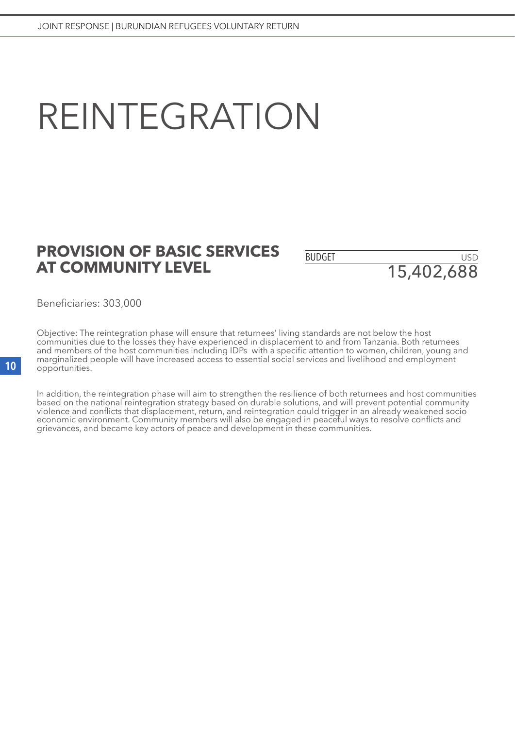# REINTEGRATION

## PROVISION OF BASIC SERVICES AT COMMUNITY LEVEL

| BUDGET | USD |
| --- | --- |
| | 15,402,688 |

Beneficiaries: 303,000

Objective: The reintegration phase will ensure that returnees' living standards are not below the host communities due to the losses they have experienced in displacement to and from Tanzania. Both returnees and members of the host communities including IDPs with a specific attention to women, children, young and marginalized people will have increased access to essential social services and livelihood and employment opportunities.

In addition, the reintegration phase will aim to strengthen the resilience of both returnees and host communities based on the national reintegration strategy based on durable solutions, and will prevent potential community violence and conflicts that displacement, return, and reintegration could trigger in an already weakened socio economic environment. Community members will also be engaged in peaceful ways to resolve conflicts and grievances, and became key actors of peace and development in these communities.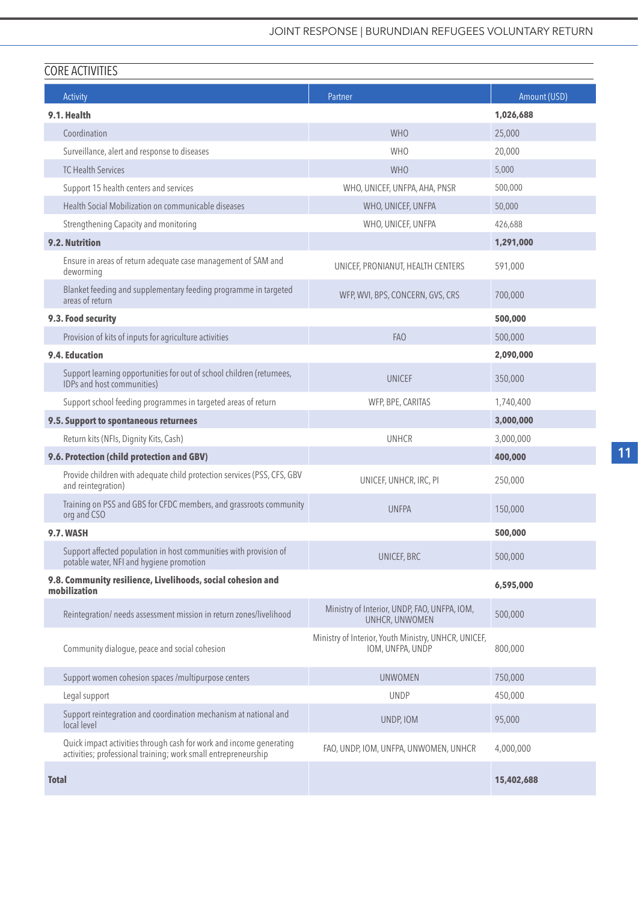## CORE ACTIVITIES

| Activity | Partner | Amount (USD) |
|---|---|---|
| **9.1. Health** | | **1,026,688** |
| Coordination | WHO | 25,000 |
| Surveillance, alert and response to diseases | WHO | 20,000 |
| TC Health Services | WHO | 5,000 |
| Support 15 health centers and services | WHO, UNICEF, UNFPA, AHA, PNSR | 500,000 |
| Health Social Mobilization on communicable diseases | WHO, UNICEF, UNFPA | 50,000 |
| Strengthening Capacity and monitoring | WHO, UNICEF, UNFPA | 426,688 |
| **9.2. Nutrition** | | **1,291,000** |
| Ensure in areas of return adequate case management of SAM and deworming | UNICEF, PRONIANUT, HEALTH CENTERS | 591,000 |
| Blanket feeding and supplementary feeding programme in targeted areas of return | WFP, WVI, BPS, CONCERN, GVS, CRS | 700,000 |
| **9.3. Food security** | | **500,000** |
| Provision of kits of inputs for agriculture activities | FAO | 500,000 |
| **9.4. Education** | | **2,090,000** |
| Support learning opportunities for out of school children (returnees, IDPs and host communities) | UNICEF | 350,000 |
| Support school feeding programmes in targeted areas of return | WFP, BPE, CARITAS | 1,740,400 |
| **9.5. Support to spontaneous returnees** | | **3,000,000** |
| Return kits (NFIs, Dignity Kits, Cash) | UNHCR | 3,000,000 |
| **9.6. Protection (child protection and GBV)** | | **400,000** |
| Provide children with adequate child protection services (PSS, CFS, GBV and reintegration) | UNICEF, UNHCR, IRC, PI | 250,000 |
| Training on PSS and GBS for CFDC members, and grassroots community org and CSO | UNFPA | 150,000 |
| **9.7. WASH** | | **500,000** |
| Support affected population in host communities with provision of potable water, NFI and hygiene promotion | UNICEF, BRC | 500,000 |
| **9.8. Community resilience, Livelihoods, social cohesion and mobilization** | | **6,595,000** |
| Reintegration/ needs assessment mission in return zones/livelihood | Ministry of Interior, UNDP, FAO, UNFPA, IOM, UNHCR, UNWOMEN | 500,000 |
| Community dialogue, peace and social cohesion | Ministry of Interior, Youth Ministry, UNHCR, UNICEF, IOM, UNFPA, UNDP | 800,000 |
| Support women cohesion spaces /multipurpose centers | UNWOMEN | 750,000 |
| Legal support | UNDP | 450,000 |
| Support reintegration and coordination mechanism at national and local level | UNDP, IOM | 95,000 |
| Quick impact activities through cash for work and income generating activities; professional training; work small entrepreneurship | FAO, UNDP, IOM, UNFPA, UNWOMEN, UNHCR | 4,000,000 |
| **Total** | | **15,402,688** |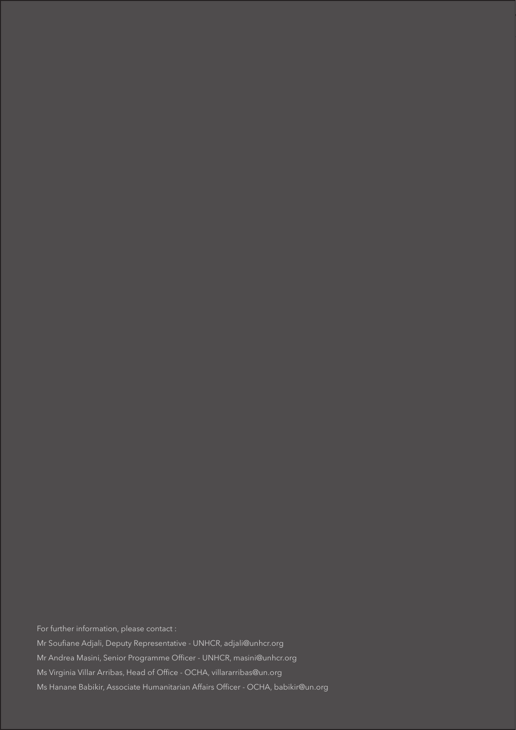For further information, please contact :

Mr Soufiane Adjali, Deputy Representative - UNHCR, adjali@unhcr.org

Mr Andrea Masini, Senior Programme Officer - UNHCR, masini@unhcr.org

Ms Virginia Villar Arribas, Head of Office - OCHA, villararribas@un.org

Ms Hanane Babikir, Associate Humanitarian Affairs Officer - OCHA, babikir@un.org